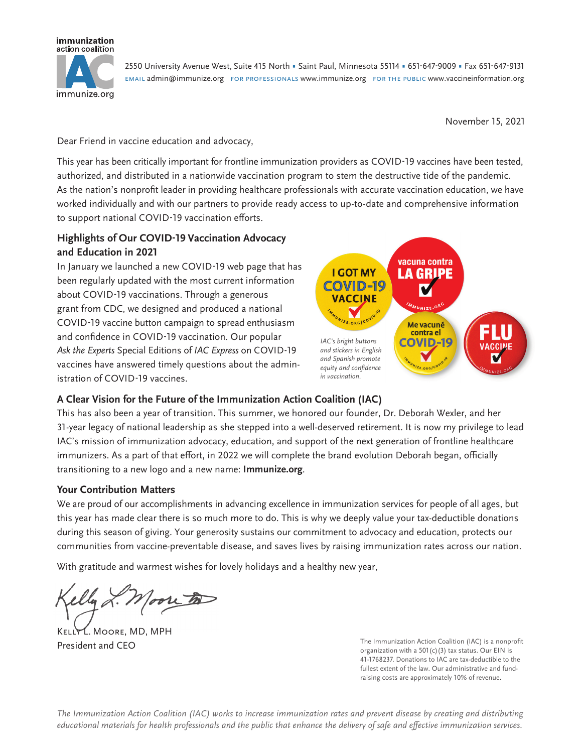immunization action coalition

IAC

immunize.org

2550 University Avenue West, Suite 415 North ▪ Saint Paul, Minnesota 55114 ▪ 651-647-9009 ▪ Fax 651-647-9131
EMAIL admin@immunize.org FOR PROFESSIONALS www.immunize.org FOR THE PUBLIC www.vaccineinformation.org

November 15, 2021

Dear Friend in vaccine education and advocacy,

This year has been critically important for frontline immunization providers as COVID-19 vaccines have been tested, authorized, and distributed in a nationwide vaccination program to stem the destructive tide of the pandemic. As the nation's nonprofit leader in providing healthcare professionals with accurate vaccination education, we have worked individually and with our partners to provide ready access to up-to-date and comprehensive information to support national COVID-19 vaccination efforts.

## Highlights of Our COVID-19 Vaccination Advocacy and Education in 2021

In January we launched a new COVID-19 web page that has been regularly updated with the most current information about COVID-19 vaccinations. Through a generous grant from CDC, we designed and produced a national COVID-19 vaccine button campaign to spread enthusiasm and confidence in COVID-19 vaccination. Our popular *Ask the Experts* Special Editions of *IAC Express* on COVID-19 vaccines have answered timely questions about the administration of COVID-19 vaccines.

*IAC's bright buttons and stickers in English and Spanish promote equity and confidence in vaccination.*

## A Clear Vision for the Future of the Immunization Action Coalition (IAC)

This has also been a year of transition. This summer, we honored our founder, Dr. Deborah Wexler, and her 31-year legacy of national leadership as she stepped into a well-deserved retirement. It is now my privilege to lead IAC's mission of immunization advocacy, education, and support of the next generation of frontline healthcare immunizers. As a part of that effort, in 2022 we will complete the brand evolution Deborah began, officially transitioning to a new logo and a new name: **Immunize.org**.

## Your Contribution Matters

We are proud of our accomplishments in advancing excellence in immunization services for people of all ages, but this year has made clear there is so much more to do. This is why we deeply value your tax-deductible donations during this season of giving. Your generosity sustains our commitment to advocacy and education, protects our communities from vaccine-preventable disease, and saves lives by raising immunization rates across our nation.

With gratitude and warmest wishes for lovely holidays and a healthy new year,

Kelly L. Moore, MD, MPH
President and CEO

The Immunization Action Coalition (IAC) is a nonprofit organization with a 501(c)(3) tax status. Our EIN is 41-1768237. Donations to IAC are tax-deductible to the fullest extent of the law. Our administrative and fund-raising costs are approximately 10% of revenue.

*The Immunization Action Coalition (IAC) works to increase immunization rates and prevent disease by creating and distributing educational materials for health professionals and the public that enhance the delivery of safe and effective immunization services.*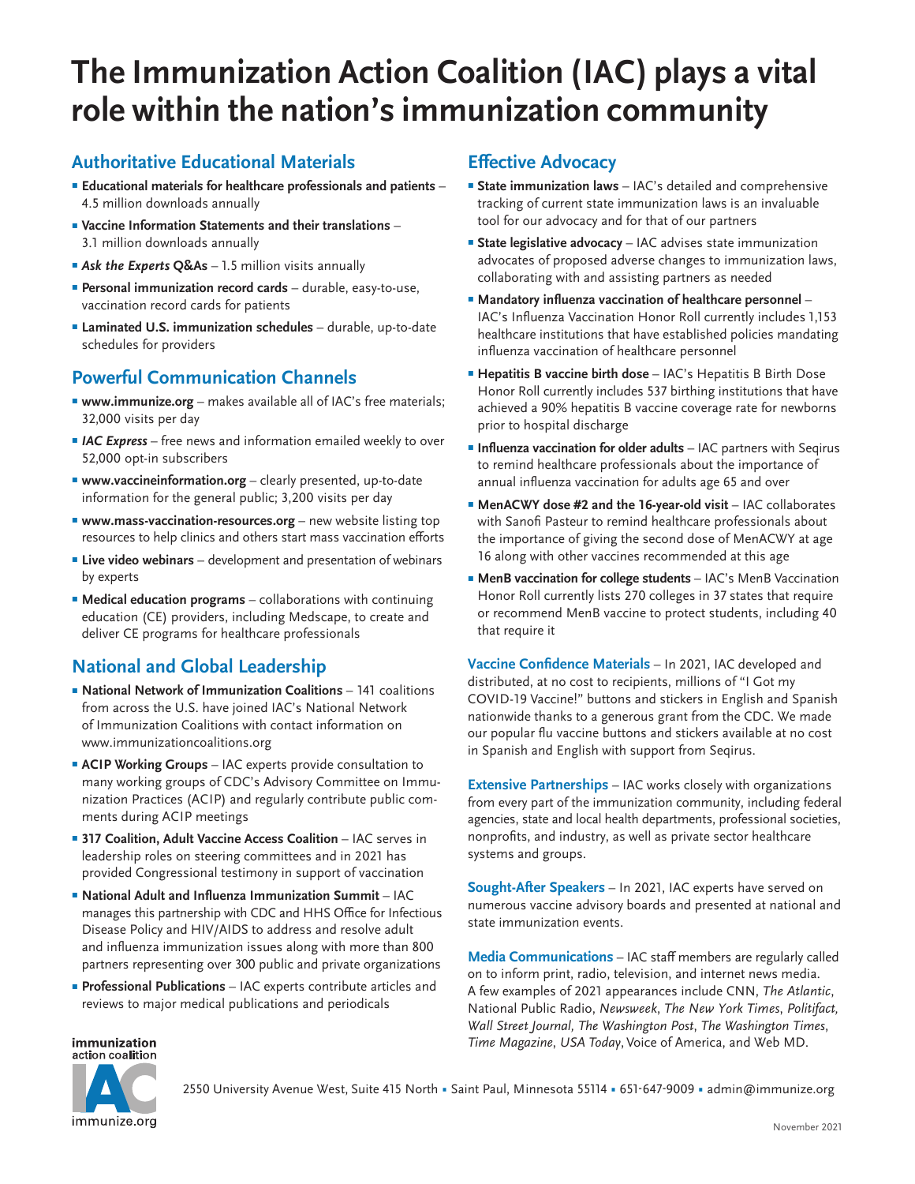# The Immunization Action Coalition (IAC) plays a vital role within the nation's immunization community

## Authoritative Educational Materials

- **Educational materials for healthcare professionals and patients** – 4.5 million downloads annually
- **Vaccine Information Statements and their translations** – 3.1 million downloads annually
- ***Ask the Experts* Q&As** – 1.5 million visits annually
- **Personal immunization record cards** – durable, easy-to-use, vaccination record cards for patients
- **Laminated U.S. immunization schedules** – durable, up-to-date schedules for providers

## Powerful Communication Channels

- **www.immunize.org** – makes available all of IAC's free materials; 32,000 visits per day
- ***IAC Express*** – free news and information emailed weekly to over 52,000 opt-in subscribers
- **www.vaccineinformation.org** – clearly presented, up-to-date information for the general public; 3,200 visits per day
- **www.mass-vaccination-resources.org** – new website listing top resources to help clinics and others start mass vaccination efforts
- **Live video webinars** – development and presentation of webinars by experts
- **Medical education programs** – collaborations with continuing education (CE) providers, including Medscape, to create and deliver CE programs for healthcare professionals

## National and Global Leadership

- **National Network of Immunization Coalitions** – 141 coalitions from across the U.S. have joined IAC's National Network of Immunization Coalitions with contact information on www.immunizationcoalitions.org
- **ACIP Working Groups** – IAC experts provide consultation to many working groups of CDC's Advisory Committee on Immunization Practices (ACIP) and regularly contribute public comments during ACIP meetings
- **317 Coalition, Adult Vaccine Access Coalition** – IAC serves in leadership roles on steering committees and in 2021 has provided Congressional testimony in support of vaccination
- **National Adult and Influenza Immunization Summit** – IAC manages this partnership with CDC and HHS Office for Infectious Disease Policy and HIV/AIDS to address and resolve adult and influenza immunization issues along with more than 800 partners representing over 300 public and private organizations
- **Professional Publications** – IAC experts contribute articles and reviews to major medical publications and periodicals

## Effective Advocacy

- **State immunization laws** – IAC's detailed and comprehensive tracking of current state immunization laws is an invaluable tool for our advocacy and for that of our partners
- **State legislative advocacy** – IAC advises state immunization advocates of proposed adverse changes to immunization laws, collaborating with and assisting partners as needed
- **Mandatory influenza vaccination of healthcare personnel** – IAC's Influenza Vaccination Honor Roll currently includes 1,153 healthcare institutions that have established policies mandating influenza vaccination of healthcare personnel
- **Hepatitis B vaccine birth dose** – IAC's Hepatitis B Birth Dose Honor Roll currently includes 537 birthing institutions that have achieved a 90% hepatitis B vaccine coverage rate for newborns prior to hospital discharge
- **Influenza vaccination for older adults** – IAC partners with Seqirus to remind healthcare professionals about the importance of annual influenza vaccination for adults age 65 and over
- **MenACWY dose #2 and the 16-year-old visit** – IAC collaborates with Sanofi Pasteur to remind healthcare professionals about the importance of giving the second dose of MenACWY at age 16 along with other vaccines recommended at this age
- **MenB vaccination for college students** – IAC's MenB Vaccination Honor Roll currently lists 270 colleges in 37 states that require or recommend MenB vaccine to protect students, including 40 that require it

**Vaccine Confidence Materials** – In 2021, IAC developed and distributed, at no cost to recipients, millions of "I Got my COVID-19 Vaccine!" buttons and stickers in English and Spanish nationwide thanks to a generous grant from the CDC. We made our popular flu vaccine buttons and stickers available at no cost in Spanish and English with support from Seqirus.

**Extensive Partnerships** – IAC works closely with organizations from every part of the immunization community, including federal agencies, state and local health departments, professional societies, nonprofits, and industry, as well as private sector healthcare systems and groups.

**Sought-After Speakers** – In 2021, IAC experts have served on numerous vaccine advisory boards and presented at national and state immunization events.

**Media Communications** – IAC staff members are regularly called on to inform print, radio, television, and internet news media. A few examples of 2021 appearances include CNN, *The Atlantic*, National Public Radio, *Newsweek*, *The New York Times*, *Politifact, Wall Street Journal*, *The Washington Post*, *The Washington Times*, *Time Magazine*, *USA Today*, Voice of America, and Web MD.

immunization action coalition
IAC
immunize.org

2550 University Avenue West, Suite 415 North ▪ Saint Paul, Minnesota 55114 ▪ 651-647-9009 ▪ admin@immunize.org

November 2021